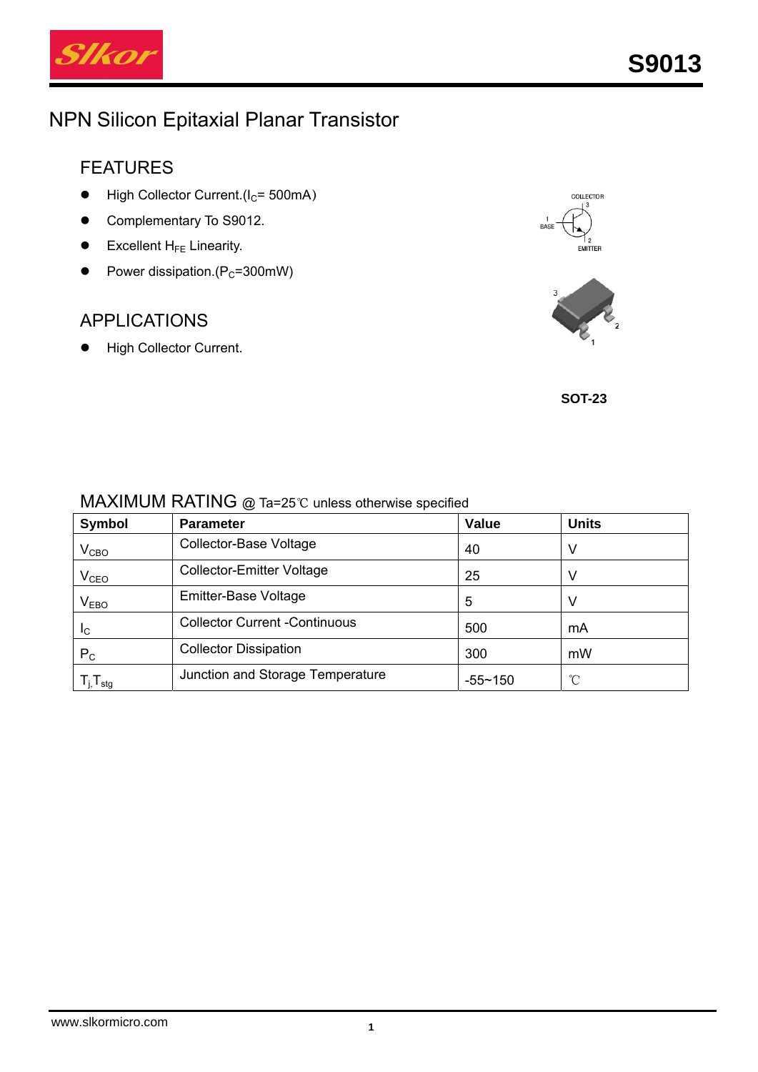# S9013

## NPN Silicon Epitaxial Planar Transistor

### FEATURES

- High Collector Current.($I_C$= 500mA)
- Complementary To S9012.
- Excellent $H_{FE}$ Linearity.
- Power dissipation.($P_C$=300mW)

### APPLICATIONS

- High Collector Current.

COLLECTOR 3, BASE 1, EMITTER 2

SOT-23

### MAXIMUM RATING @ Ta=25℃ unless otherwise specified

| Symbol | Parameter | Value | Units |
|---|---|---|---|
| $V_{CBO}$ | Collector-Base Voltage | 40 | V |
| $V_{CEO}$ | Collector-Emitter Voltage | 25 | V |
| $V_{EBO}$ | Emitter-Base Voltage | 5 | V |
| $I_C$ | Collector Current -Continuous | 500 | mA |
| $P_C$ | Collector Dissipation | 300 | mW |
| $T_j$, $T_{stg}$ | Junction and Storage Temperature | -55~150 | ℃ |

www.slkormicro.com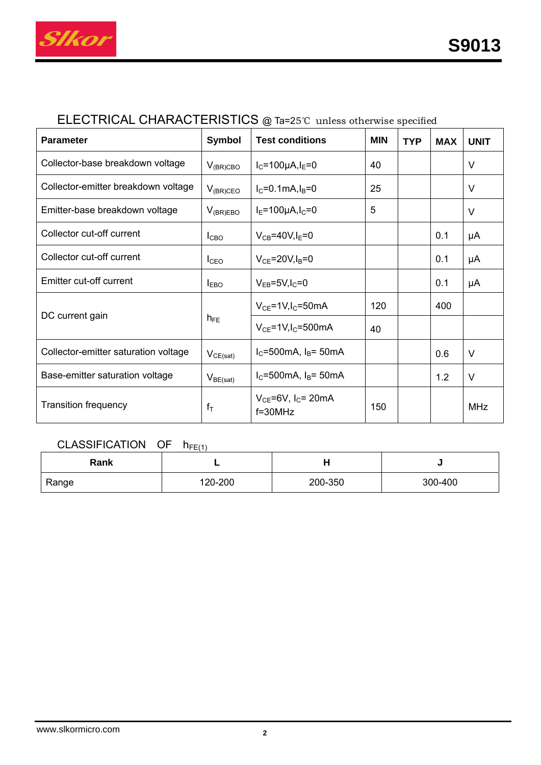## ELECTRICAL CHARACTERISTICS @ Ta=25℃ unless otherwise specified

| Parameter | Symbol | Test conditions | MIN | TYP | MAX | UNIT |
|---|---|---|---|---|---|---|
| Collector-base breakdown voltage | $V_{(BR)CBO}$ | $I_C$=100μA,$I_E$=0 | 40 | | | V |
| Collector-emitter breakdown voltage | $V_{(BR)CEO}$ | $I_C$=0.1mA,$I_B$=0 | 25 | | | V |
| Emitter-base breakdown voltage | $V_{(BR)EBO}$ | $I_E$=100μA,$I_C$=0 | 5 | | | V |
| Collector cut-off current | $I_{CBO}$ | $V_{CB}$=40V,$I_E$=0 | | | 0.1 | μA |
| Collector cut-off current | $I_{CEO}$ | $V_{CE}$=20V,$I_B$=0 | | | 0.1 | μA |
| Emitter cut-off current | $I_{EBO}$ | $V_{EB}$=5V,$I_C$=0 | | | 0.1 | μA |
| DC current gain | $h_{FE}$ | $V_{CE}$=1V,$I_C$=50mA | 120 | | 400 | |
| | | $V_{CE}$=1V,$I_C$=500mA | 40 | | | |
| Collector-emitter saturation voltage | $V_{CE(sat)}$ | $I_C$=500mA, $I_B$= 50mA | | | 0.6 | V |
| Base-emitter saturation voltage | $V_{BE(sat)}$ | $I_C$=500mA, $I_B$= 50mA | | | 1.2 | V |
| Transition frequency | $f_T$ | $V_{CE}$=6V, $I_C$= 20mA f=30MHz | 150 | | | MHz |

## CLASSIFICATION OF $h_{FE(1)}$

| Rank | L | H | J |
|---|---|---|---|
| Range | 120-200 | 200-350 | 300-400 |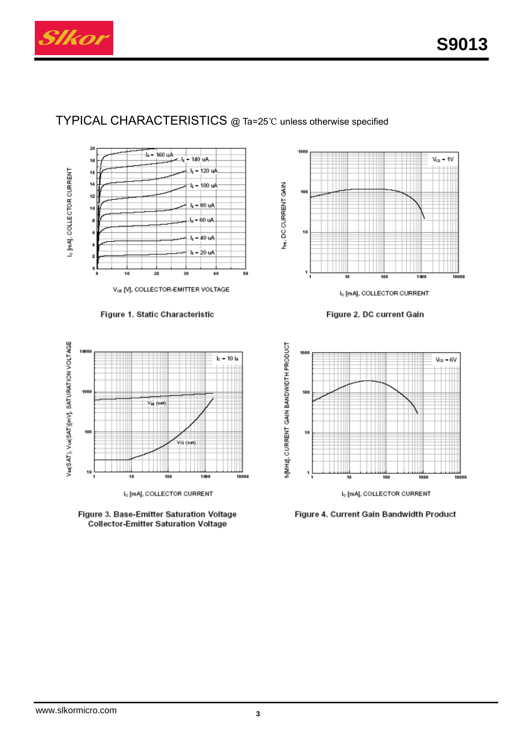## TYPICAL CHARACTERISTICS @ Ta=25℃ unless otherwise specified

Figure 1. Static Characteristic

Figure 2. DC current Gain

Figure 3. Base-Emitter Saturation Voltage
Collector-Emitter Saturation Voltage

Figure 4. Current Gain Bandwidth Product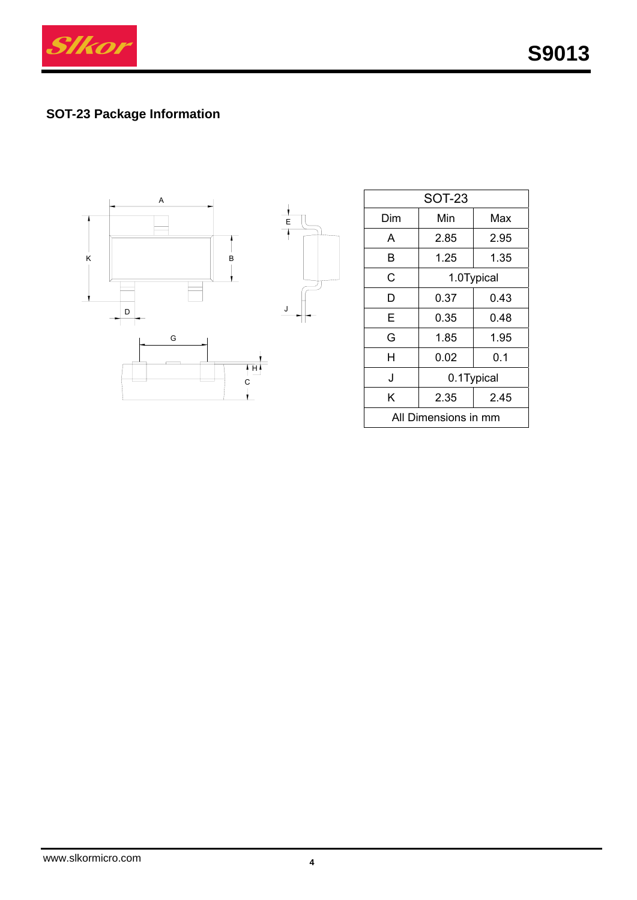## SOT-23 Package Information

A
K
B
D
E
J
G
H
C

| SOT-23 | | |
|---|---|---|
| Dim | Min | Max |
| A | 2.85 | 2.95 |
| B | 1.25 | 1.35 |
| C | 1.0Typical | |
| D | 0.37 | 0.43 |
| E | 0.35 | 0.48 |
| G | 1.85 | 1.95 |
| H | 0.02 | 0.1 |
| J | 0.1Typical | |
| K | 2.35 | 2.45 |
| All Dimensions in mm | | |